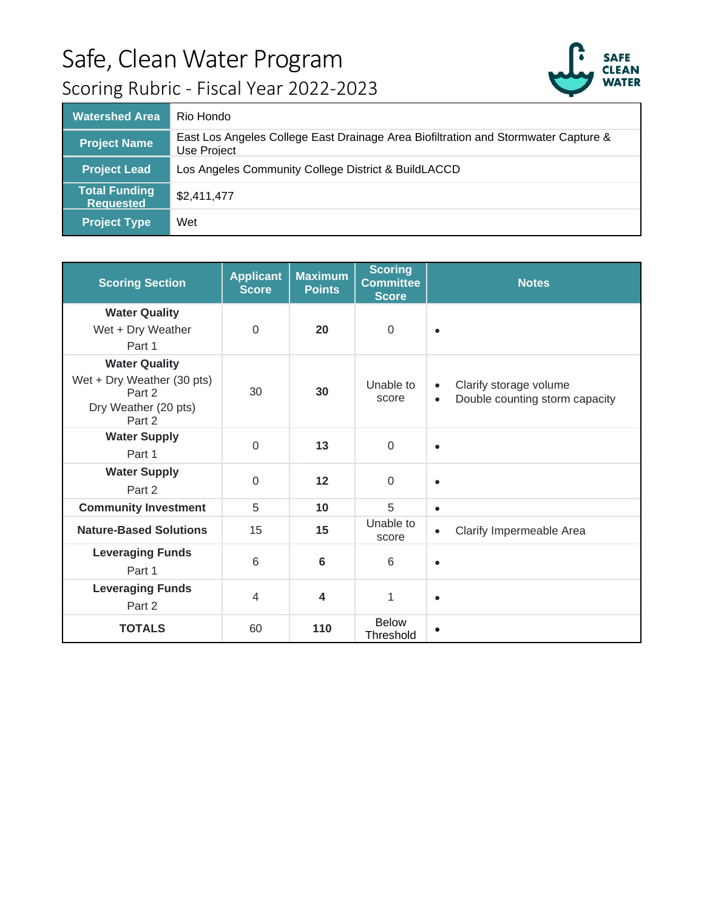# Safe, Clean Water Program

## Scoring Rubric - Fiscal Year 2022-2023

| Watershed Area | Rio Hondo |
|---|---|
| Project Name | East Los Angeles College East Drainage Area Biofiltration and Stormwater Capture & Use Project |
| Project Lead | Los Angeles Community College District & BuildLACCD |
| Total Funding Requested | $2,411,477 |
| Project Type | Wet |

| Scoring Section | Applicant Score | Maximum Points | Scoring Committee Score | Notes |
|---|---|---|---|---|
| **Water Quality** Wet + Dry Weather Part 1 | 0 | **20** | 0 | • |
| **Water Quality** Wet + Dry Weather (30 pts) Part 2 Dry Weather (20 pts) Part 2 | 30 | **30** | Unable to score | • Clarify storage volume<br>• Double counting storm capacity |
| **Water Supply** Part 1 | 0 | **13** | 0 | • |
| **Water Supply** Part 2 | 0 | **12** | 0 | • |
| **Community Investment** | 5 | **10** | 5 | • |
| **Nature-Based Solutions** | 15 | **15** | Unable to score | • Clarify Impermeable Area |
| **Leveraging Funds** Part 1 | 6 | **6** | 6 | • |
| **Leveraging Funds** Part 2 | 4 | **4** | 1 | • |
| **TOTALS** | 60 | **110** | Below Threshold | • |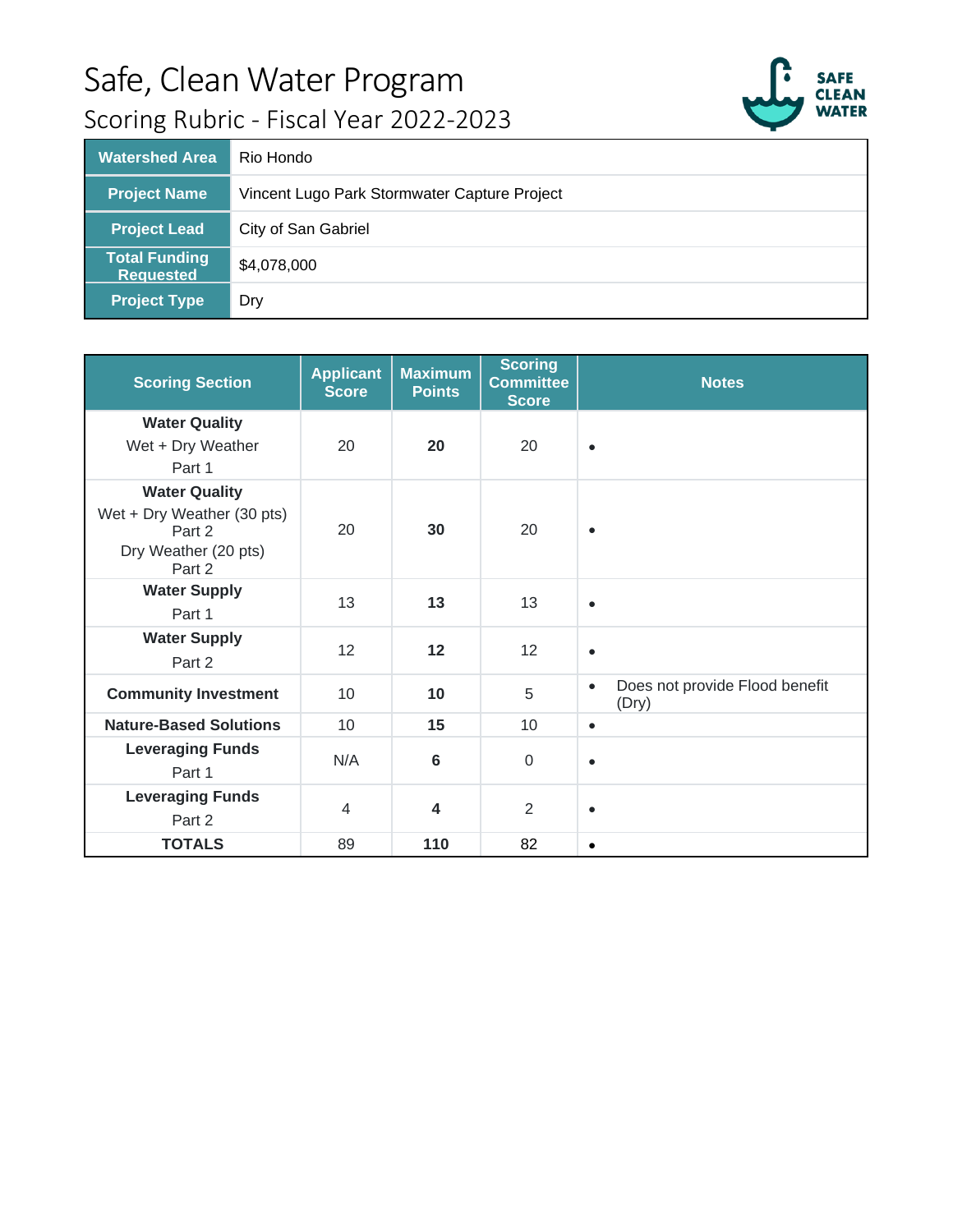# Safe, Clean Water Program

## Scoring Rubric - Fiscal Year 2022-2023

| | |
|---|---|
| **Watershed Area** | Rio Hondo |
| **Project Name** | Vincent Lugo Park Stormwater Capture Project |
| **Project Lead** | City of San Gabriel |
| **Total Funding Requested** | $4,078,000 |
| **Project Type** | Dry |

| Scoring Section | Applicant Score | Maximum Points | Scoring Committee Score | Notes |
|---|---|---|---|---|
| **Water Quality** Wet + Dry Weather Part 1 | 20 | **20** | 20 | • |
| **Water Quality** Wet + Dry Weather (30 pts) Part 2 Dry Weather (20 pts) Part 2 | 20 | **30** | 20 | • |
| **Water Supply** Part 1 | 13 | **13** | 13 | • |
| **Water Supply** Part 2 | 12 | **12** | 12 | • |
| **Community Investment** | 10 | **10** | 5 | • Does not provide Flood benefit (Dry) |
| **Nature-Based Solutions** | 10 | **15** | 10 | • |
| **Leveraging Funds** Part 1 | N/A | **6** | 0 | • |
| **Leveraging Funds** Part 2 | 4 | **4** | 2 | • |
| **TOTALS** | 89 | **110** | 82 | • |